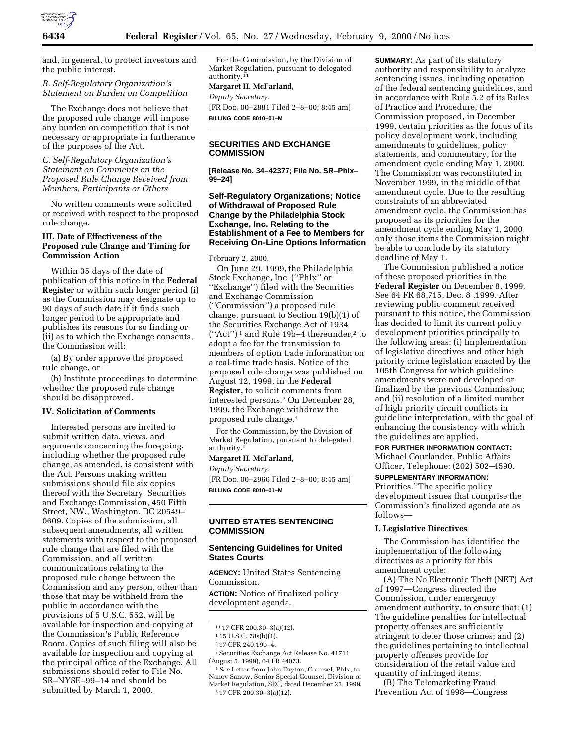and, in general, to protect investors and the public interest.

*B. Self-Regulatory Organization's Statement on Burden on Competition*

The Exchange does not believe that the proposed rule change will impose any burden on competition that is not necessary or appropriate in furtherance of the purposes of the Act.

*C. Self-Regulatory Organization's Statement on Comments on the Proposed Rule Change Received from Members, Participants or Others*

No written comments were solicited or received with respect to the proposed rule change.

### III. Date of Effectiveness of the Proposed rule Change and Timing for Commission Action

Within 35 days of the date of publication of this notice in the **Federal Register** or within such longer period (i) as the Commission may designate up to 90 days of such date if it finds such longer period to be appropriate and publishes its reasons for so finding or (ii) as to which the Exchange consents, the Commission will:

(a) By order approve the proposed rule change, or

(b) Institute proceedings to determine whether the proposed rule change should be disapproved.

### IV. Solicitation of Comments

Interested persons are invited to submit written data, views, and arguments concerning the foregoing, including whether the proposed rule change, as amended, is consistent with the Act. Persons making written submissions should file six copies thereof with the Secretary, Securities and Exchange Commission, 450 Fifth Street, NW., Washington, DC 20549–0609. Copies of the submission, all subsequent amendments, all written statements with respect to the proposed rule change that are filed with the Commission, and all written communications relating to the proposed rule change between the Commission and any person, other than those that may be withheld from the public in accordance with the provisions of 5 U.S.C. 552, will be available for inspection and copying at the Commission's Public Reference Room. Copies of such filing will also be available for inspection and copying at the principal office of the Exchange. All submissions should refer to File No. SR–NYSE–99–14 and should be submitted by March 1, 2000.

For the Commission, by the Division of Market Regulation, pursuant to delegated authority.[11]

**Margaret H. McFarland,**

*Deputy Secretary.*

[FR Doc. 00–2881 Filed 2–8–00; 8:45 am]

**BILLING CODE 8010–01–M**

[11] 17 CFR 200.30–3(a)(12).

---

## SECURITIES AND EXCHANGE COMMISSION

**[Release No. 34–42377; File No. SR–Phlx–99–24]**

### Self-Regulatory Organizations; Notice of Withdrawal of Proposed Rule Change by the Philadelphia Stock Exchange, Inc. Relating to the Establishment of a Fee to Members for Receiving On-Line Options Information

February 2, 2000.

On June 29, 1999, the Philadelphia Stock Exchange, Inc. (''Phlx'' or ''Exchange'') filed with the Securities and Exchange Commission (''Commission'') a proposed rule change, pursuant to Section 19(b)(1) of the Securities Exchange Act of 1934 (''Act'')[1] and Rule 19b–4 thereunder,[2] to adopt a fee for the transmission to members of option trade information on a real-time trade basis. Notice of the proposed rule change was published on August 12, 1999, in the **Federal Register,** to solicit comments from interested persons.[3] On December 28, 1999, the Exchange withdrew the proposed rule change.[4]

For the Commission, by the Division of Market Regulation, pursuant to delegated authority.[5]

**Margaret H. McFarland,**

*Deputy Secretary.*

[FR Doc. 00–2966 Filed 2–8–00; 8:45 am]

**BILLING CODE 8010–01–M**

[1] 15 U.S.C. 78s(b)(1).

[2] 17 CFR 240.19b–4.

[3] Securities Exchange Act Release No. 41711 (August 5, 1999), 64 FR 44073.

[4] *See* Letter from John Dayton, Counsel, Phlx, to Nancy Sanow, Senior Special Counsel, Division of Market Regulation, SEC, dated December 23, 1999.

[5] 17 CFR 200.30–3(a)(12).

---

## UNITED STATES SENTENCING COMMISSION

### Sentencing Guidelines for United States Courts

**AGENCY:** United States Sentencing Commission.

**ACTION:** Notice of finalized policy development agenda.

**SUMMARY:** As part of its statutory authority and responsibility to analyze sentencing issues, including operation of the federal sentencing guidelines, and in accordance with Rule 5.2 of its Rules of Practice and Procedure, the Commission proposed, in December 1999, certain priorities as the focus of its policy development work, including amendments to guidelines, policy statements, and commentary, for the amendment cycle ending May 1, 2000. The Commission was reconstituted in November 1999, in the middle of that amendment cycle. Due to the resulting constraints of an abbreviated amendment cycle, the Commission has proposed as its priorities for the amendment cycle ending May 1, 2000 only those items the Commission might be able to conclude by its statutory deadline of May 1.

The Commission published a notice of these proposed priorities in the **Federal Register** on December 8, 1999. See 64 FR 68,715, Dec. 8 ,1999. After reviewing public comment received pursuant to this notice, the Commission has decided to limit its current policy development priorities principally to the following areas: (i) Implementation of legislative directives and other high priority crime legislation enacted by the 105th Congress for which guideline amendments were not developed or finalized by the previous Commission; and (ii) resolution of a limited number of high priority circuit conflicts in guideline interpretation, with the goal of enhancing the consistency with which the guidelines are applied.

**FOR FURTHER INFORMATION CONTACT:** Michael Courlander, Public Affairs Officer, Telephone: (202) 502–4590.

**SUPPLEMENTARY INFORMATION:** Priorities.''The specific policy development issues that comprise the Commission's finalized agenda are as follows—

#### I. Legislative Directives

The Commission has identified the implementation of the following directives as a priority for this amendment cycle:

(A) The No Electronic Theft (NET) Act of 1997—Congress directed the Commission, under emergency amendment authority, to ensure that: (1) The guideline penalties for intellectual property offenses are sufficiently stringent to deter those crimes; and (2) the guidelines pertaining to intellectual property offenses provide for consideration of the retail value and quantity of infringed items.

(B) The Telemarketing Fraud Prevention Act of 1998—Congress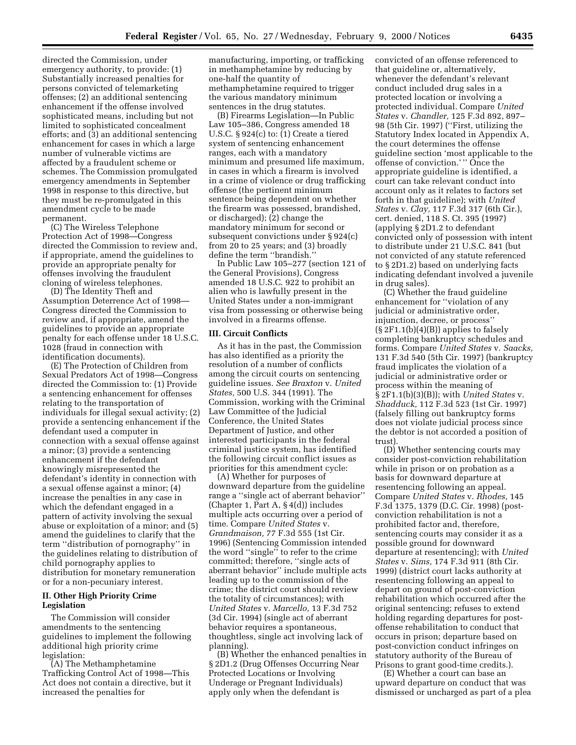directed the Commission, under emergency authority, to provide: (1) Substantially increased penalties for persons convicted of telemarketing offenses; (2) an additional sentencing enhancement if the offense involved sophisticated means, including but not limited to sophisticated concealment efforts; and (3) an additional sentencing enhancement for cases in which a large number of vulnerable victims are affected by a fraudulent scheme or schemes. The Commission promulgated emergency amendments in September 1998 in response to this directive, but they must be re-promulgated in this amendment cycle to be made permanent.

(C) The Wireless Telephone Protection Act of 1998—Congress directed the Commission to review and, if appropriate, amend the guidelines to provide an appropriate penalty for offenses involving the fraudulent cloning of wireless telephones.

(D) The Identity Theft and Assumption Deterrence Act of 1998—Congress directed the Commission to review and, if appropriate, amend the guidelines to provide an appropriate penalty for each offense under 18 U.S.C. 1028 (fraud in connection with identification documents).

(E) The Protection of Children from Sexual Predators Act of 1998—Congress directed the Commission to: (1) Provide a sentencing enhancement for offenses relating to the transportation of individuals for illegal sexual activity; (2) provide a sentencing enhancement if the defendant used a computer in connection with a sexual offense against a minor; (3) provide a sentencing enhancement if the defendant knowingly misrepresented the defendant's identity in connection with a sexual offense against a minor; (4) increase the penalties in any case in which the defendant engaged in a pattern of activity involving the sexual abuse or exploitation of a minor; and (5) amend the guidelines to clarify that the term "distribution of pornography" in the guidelines relating to distribution of child pornography applies to distribution for monetary remuneration or for a non-pecuniary interest.

## II. Other High Priority Crime Legislation

The Commission will consider amendments to the sentencing guidelines to implement the following additional high priority crime legislation:

(A) The Methamphetamine Trafficking Control Act of 1998—This Act does not contain a directive, but it increased the penalties for manufacturing, importing, or trafficking in methamphetamine by reducing by one-half the quantity of methamphetamine required to trigger the various mandatory minimum sentences in the drug statutes.

(B) Firearms Legislation—In Public Law 105–386, Congress amended 18 U.S.C. § 924(c) to: (1) Create a tiered system of sentencing enhancement ranges, each with a mandatory minimum and presumed life maximum, in cases in which a firearm is involved in a crime of violence or drug trafficking offense (the pertinent minimum sentence being dependent on whether the firearm was possessed, brandished, or discharged); (2) change the mandatory minimum for second or subsequent convictions under § 924(c) from 20 to 25 years; and (3) broadly define the term "brandish."

In Public Law 105–277 (section 121 of the General Provisions), Congress amended 18 U.S.C. 922 to prohibit an alien who is lawfully present in the United States under a non-immigrant visa from possessing or otherwise being involved in a firearms offense.

## III. Circuit Conflicts

As it has in the past, the Commission has also identified as a priority the resolution of a number of conflicts among the circuit courts on sentencing guideline issues. *See Braxton* v. *United States,* 500 U.S. 344 (1991). The Commission, working with the Criminal Law Committee of the Judicial Conference, the United States Department of Justice, and other interested participants in the federal criminal justice system, has identified the following circuit conflict issues as priorities for this amendment cycle:

(A) Whether for purposes of downward departure from the guideline range a "single act of aberrant behavior" (Chapter 1, Part A, § 4(d)) includes multiple acts occurring over a period of time. Compare *United States* v. *Grandmaison,* 77 F.3d 555 (1st Cir. 1996) (Sentencing Commission intended the word "single" to refer to the crime committed; therefore, "single acts of aberrant behavior" include multiple acts leading up to the commission of the crime; the district court should review the totality of circumstances); with *United States* v. *Marcello,* 13 F.3d 752 (3d Cir. 1994) (single act of aberrant behavior requires a spontaneous, thoughtless, single act involving lack of planning).

(B) Whether the enhanced penalties in § 2D1.2 (Drug Offenses Occurring Near Protected Locations or Involving Underage or Pregnant Individuals) apply only when the defendant is convicted of an offense referenced to that guideline or, alternatively, whenever the defendant's relevant conduct included drug sales in a protected location or involving a protected individual. Compare *United States* v. *Chandler,* 125 F.3d 892, 897–98 (5th Cir. 1997) ("First, utilizing the Statutory Index located in Appendix A, the court determines the offense guideline section 'most applicable to the offense of conviction.' " Once the appropriate guideline is identified, a court can take relevant conduct into account only as it relates to factors set forth in that guideline); with *United States* v. *Clay,* 117 F.3d 317 (6th Cir.), cert. denied, 118 S. Ct. 395 (1997) (applying § 2D1.2 to defendant convicted only of possession with intent to distribute under 21 U.S.C. 841 (but not convicted of any statute referenced to § 2D1.2) based on underlying facts indicating defendant involved a juvenile in drug sales).

(C) Whether the fraud guideline enhancement for "violation of any judicial or administrative order, injunction, decree, or process" (§ 2F1.1(b)(4)(B)) applies to falsely completing bankruptcy schedules and forms. Compare *United States* v. *Saacks,* 131 F.3d 540 (5th Cir. 1997) (bankruptcy fraud implicates the violation of a judicial or administrative order or process within the meaning of § 2F1.1(b)(3)(B)); with *United States* v. *Shadduck,* 112 F.3d 523 (1st Cir. 1997) (falsely filling out bankruptcy forms does not violate judicial process since the debtor is not accorded a position of trust).

(D) Whether sentencing courts may consider post-conviction rehabilitation while in prison or on probation as a basis for downward departure at resentencing following an appeal. Compare *United States* v. *Rhodes,* 145 F.3d 1375, 1379 (D.C. Cir. 1998) (post-conviction rehabilitation is not a prohibited factor and, therefore, sentencing courts may consider it as a possible ground for downward departure at resentencing); with *United States* v. *Sims,* 174 F.3d 911 (8th Cir. 1999) (district court lacks authority at resentencing following an appeal to depart on ground of post-conviction rehabilitation which occurred after the original sentencing; refuses to extend holding regarding departures for post-offense rehabilitation to conduct that occurs in prison; departure based on post-conviction conduct infringes on statutory authority of the Bureau of Prisons to grant good-time credits.).

(E) Whether a court can base an upward departure on conduct that was dismissed or uncharged as part of a plea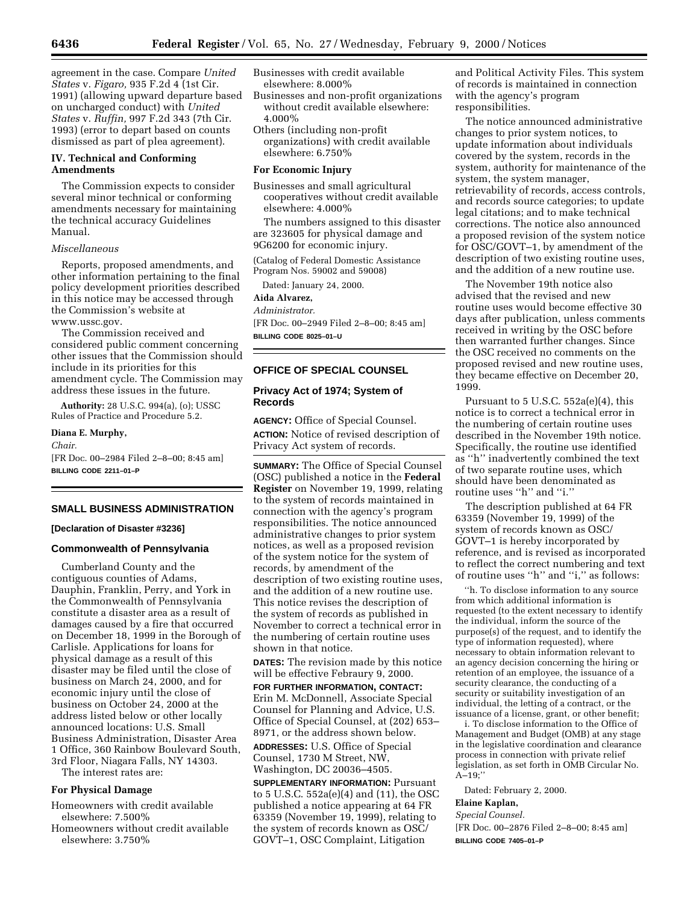agreement in the case. Compare *United States* v. *Figaro,* 935 F.2d 4 (1st Cir. 1991) (allowing upward departure based on uncharged conduct) with *United States* v. *Ruffin,* 997 F.2d 343 (7th Cir. 1993) (error to depart based on counts dismissed as part of plea agreement).

### IV. Technical and Conforming Amendments

The Commission expects to consider several minor technical or conforming amendments necessary for maintaining the technical accuracy Guidelines Manual.

*Miscellaneous*

Reports, proposed amendments, and other information pertaining to the final policy development priorities described in this notice may be accessed through the Commission's website at www.ussc.gov.

The Commission received and considered public comment concerning other issues that the Commission should include in its priorities for this amendment cycle. The Commission may address these issues in the future.

**Authority:** 28 U.S.C. 994(a), (o); USSC Rules of Practice and Procedure 5.2.

**Diana E. Murphy,**

*Chair.*

[FR Doc. 00–2984 Filed 2–8–00; 8:45 am]

**BILLING CODE 2211–01–P**

## SMALL BUSINESS ADMINISTRATION

**[Declaration of Disaster #3236]**

### Commonwealth of Pennsylvania

Cumberland County and the contiguous counties of Adams, Dauphin, Franklin, Perry, and York in the Commonwealth of Pennsylvania constitute a disaster area as a result of damages caused by a fire that occurred on December 18, 1999 in the Borough of Carlisle. Applications for loans for physical damage as a result of this disaster may be filed until the close of business on March 24, 2000, and for economic injury until the close of business on October 24, 2000 at the address listed below or other locally announced locations: U.S. Small Business Administration, Disaster Area 1 Office, 360 Rainbow Boulevard South, 3rd Floor, Niagara Falls, NY 14303.

The interest rates are:

**For Physical Damage**

Homeowners with credit available elsewhere: 7.500%
Homeowners without credit available elsewhere: 3.750%
Businesses with credit available elsewhere: 8.000%
Businesses and non-profit organizations without credit available elsewhere: 4.000%
Others (including non-profit organizations) with credit available elsewhere: 6.750%

**For Economic Injury**

Businesses and small agricultural cooperatives without credit available elsewhere: 4.000%

The numbers assigned to this disaster are 323605 for physical damage and 9G6200 for economic injury.

(Catalog of Federal Domestic Assistance Program Nos. 59002 and 59008)

Dated: January 24, 2000.

**Aida Alvarez,**

*Administrator.*

[FR Doc. 00–2949 Filed 2–8–00; 8:45 am]

**BILLING CODE 8025–01–U**

## OFFICE OF SPECIAL COUNSEL

### Privacy Act of 1974; System of Records

**AGENCY:** Office of Special Counsel.

**ACTION:** Notice of revised description of Privacy Act system of records.

**SUMMARY:** The Office of Special Counsel (OSC) published a notice in the **Federal Register** on November 19, 1999, relating to the system of records maintained in connection with the agency's program responsibilities. The notice announced administrative changes to prior system notices, as well as a proposed revision of the system notice for the system of records, by amendment of the description of two existing routine uses, and the addition of a new routine use. This notice revises the description of the system of records as published in November to correct a technical error in the numbering of certain routine uses shown in that notice.

**DATES:** The revision made by this notice will be effective Febraury 9, 2000.

**FOR FURTHER INFORMATION, CONTACT:** Erin M. McDonnell, Associate Special Counsel for Planning and Advice, U.S. Office of Special Counsel, at (202) 653–8971, or the address shown below.

**ADDRESSES:** U.S. Office of Special Counsel, 1730 M Street, NW, Washington, DC 20036–4505.

**SUPPLEMENTARY INFORMATION:** Pursuant to 5 U.S.C. 552a(e)(4) and (11), the OSC published a notice appearing at 64 FR 63359 (November 19, 1999), relating to the system of records known as OSC/GOVT–1, OSC Complaint, Litigation and Political Activity Files. This system of records is maintained in connection with the agency's program responsibilities.

The notice announced administrative changes to prior system notices, to update information about individuals covered by the system, records in the system, authority for maintenance of the system, the system manager, retrievability of records, access controls, and records source categories; to update legal citations; and to make technical corrections. The notice also announced a proposed revision of the system notice for OSC/GOVT–1, by amendment of the description of two existing routine uses, and the addition of a new routine use.

The November 19th notice also advised that the revised and new routine uses would become effective 30 days after publication, unless comments received in writing by the OSC before then warranted further changes. Since the OSC received no comments on the proposed revised and new routine uses, they became effective on December 20, 1999.

Pursuant to 5 U.S.C. 552a(e)(4), this notice is to correct a technical error in the numbering of certain routine uses described in the November 19th notice. Specifically, the routine use identified as ''h'' inadvertently combined the text of two separate routine uses, which should have been denominated as routine uses ''h'' and ''i.''

The description published at 64 FR 63359 (November 19, 1999) of the system of records known as OSC/GOVT–1 is hereby incorporated by reference, and is revised as incorporated to reflect the correct numbering and text of routine uses ''h'' and ''i,'' as follows:

''h. To disclose information to any source from which additional information is requested (to the extent necessary to identify the individual, inform the source of the purpose(s) of the request, and to identify the type of information requested), where necessary to obtain information relevant to an agency decision concerning the hiring or retention of an employee, the issuance of a security clearance, the conducting of a security or suitability investigation of an individual, the letting of a contract, or the issuance of a license, grant, or other benefit;

i. To disclose information to the Office of Management and Budget (OMB) at any stage in the legislative coordination and clearance process in connection with private relief legislation, as set forth in OMB Circular No. A–19;''

Dated: February 2, 2000.

**Elaine Kaplan,**

*Special Counsel.*

[FR Doc. 00–2876 Filed 2–8–00; 8:45 am]

**BILLING CODE 7405–01–P**